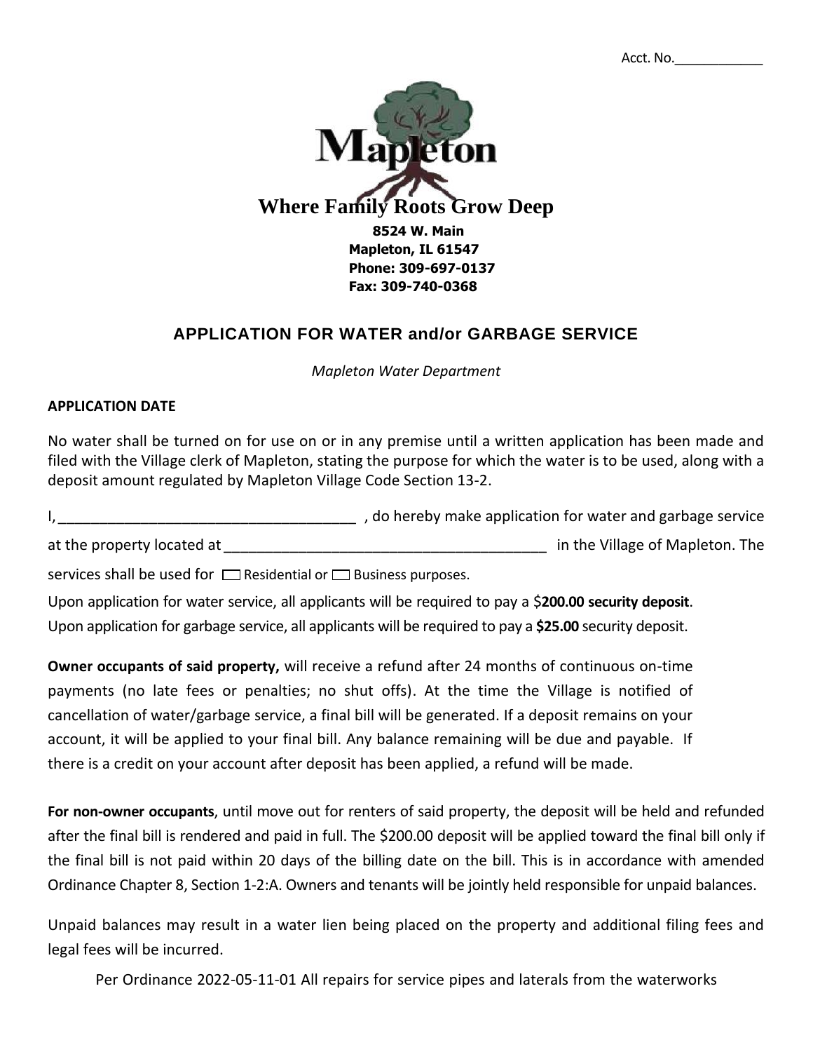Acct. No.___________

Mapleton

**Where Family Roots Grow Deep**

**8524 W. Main**
**Mapleton, IL 61547**
**Phone: 309-697-0137**
**Fax: 309-740-0368**

## APPLICATION FOR WATER and/or GARBAGE SERVICE

*Mapleton Water Department*

**APPLICATION DATE**

No water shall be turned on for use on or in any premise until a written application has been made and filed with the Village clerk of Mapleton, stating the purpose for which the water is to be used, along with a deposit amount regulated by Mapleton Village Code Section 13-2.

I,___________________________________ , do hereby make application for water and garbage service at the property located at _______________________________________ in the Village of Mapleton. The services shall be used for ☐ Residential or ☐ Business purposes.

Upon application for water service, all applicants will be required to pay a $**200.00 security deposit**.
Upon application for garbage service, all applicants will be required to pay a **$25.00** security deposit.

**Owner occupants of said property,** will receive a refund after 24 months of continuous on-time payments (no late fees or penalties; no shut offs). At the time the Village is notified of cancellation of water/garbage service, a final bill will be generated. If a deposit remains on your account, it will be applied to your final bill. Any balance remaining will be due and payable. If there is a credit on your account after deposit has been applied, a refund will be made.

**For non-owner occupants**, until move out for renters of said property, the deposit will be held and refunded after the final bill is rendered and paid in full. The $200.00 deposit will be applied toward the final bill only if the final bill is not paid within 20 days of the billing date on the bill. This is in accordance with amended Ordinance Chapter 8, Section 1-2:A. Owners and tenants will be jointly held responsible for unpaid balances.

Unpaid balances may result in a water lien being placed on the property and additional filing fees and legal fees will be incurred.

Per Ordinance 2022-05-11-01 All repairs for service pipes and laterals from the waterworks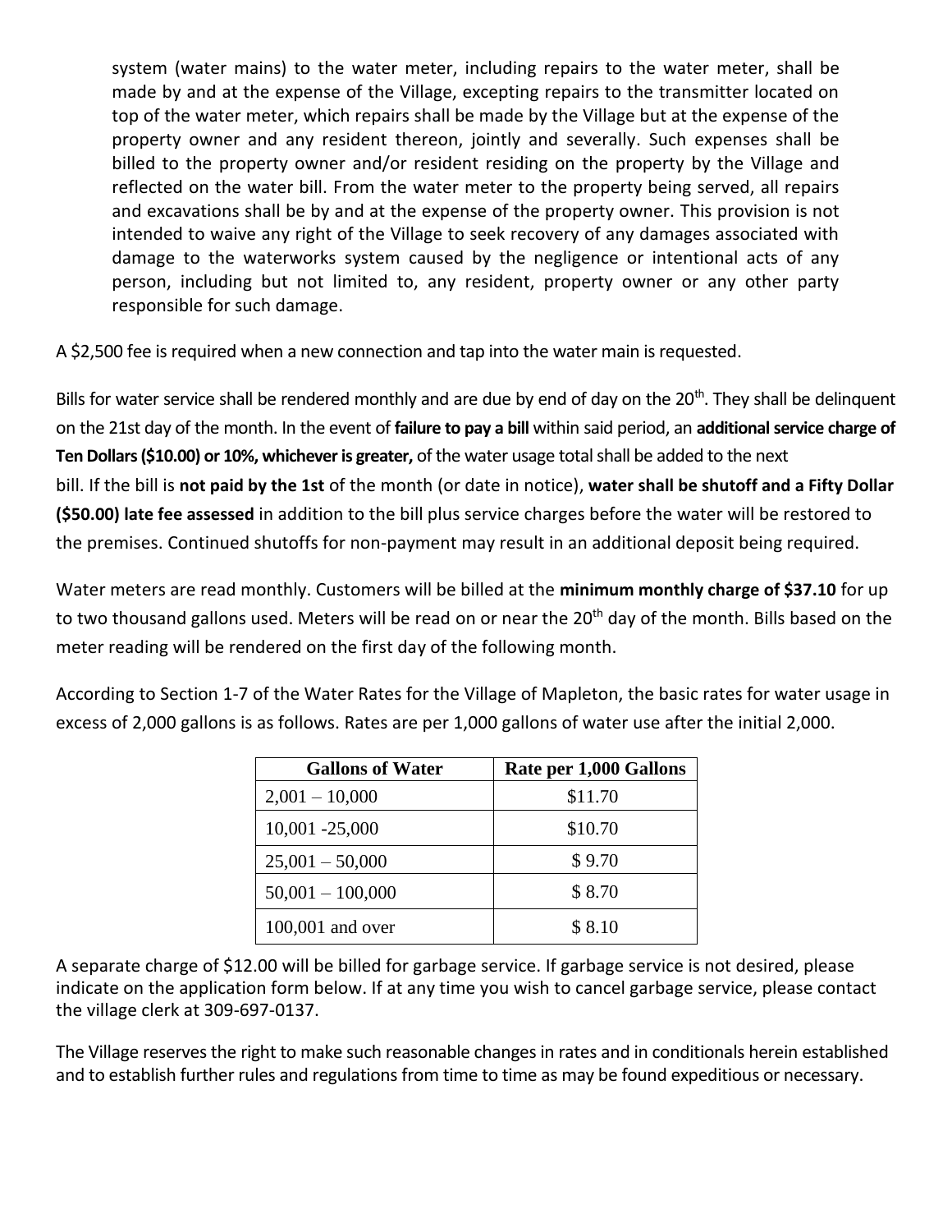system (water mains) to the water meter, including repairs to the water meter, shall be made by and at the expense of the Village, excepting repairs to the transmitter located on top of the water meter, which repairs shall be made by the Village but at the expense of the property owner and any resident thereon, jointly and severally. Such expenses shall be billed to the property owner and/or resident residing on the property by the Village and reflected on the water bill. From the water meter to the property being served, all repairs and excavations shall be by and at the expense of the property owner. This provision is not intended to waive any right of the Village to seek recovery of any damages associated with damage to the waterworks system caused by the negligence or intentional acts of any person, including but not limited to, any resident, property owner or any other party responsible for such damage.

A $2,500 fee is required when a new connection and tap into the water main is requested.

Bills for water service shall be rendered monthly and are due by end of day on the 20th. They shall be delinquent on the 21st day of the month. In the event of **failure to pay a bill** within said period, an **additional service charge of Ten Dollars ($10.00) or 10%, whichever is greater,** of the water usage total shall be added to the next bill. If the bill is **not paid by the 1st** of the month (or date in notice), **water shall be shutoff and a Fifty Dollar ($50.00) late fee assessed** in addition to the bill plus service charges before the water will be restored to the premises. Continued shutoffs for non-payment may result in an additional deposit being required.

Water meters are read monthly. Customers will be billed at the **minimum monthly charge of $37.10** for up to two thousand gallons used. Meters will be read on or near the 20th day of the month. Bills based on the meter reading will be rendered on the first day of the following month.

According to Section 1-7 of the Water Rates for the Village of Mapleton, the basic rates for water usage in excess of 2,000 gallons is as follows. Rates are per 1,000 gallons of water use after the initial 2,000.

| Gallons of Water | Rate per 1,000 Gallons |
|---|---|
| 2,001 – 10,000 | $11.70 |
| 10,001 -25,000 | $10.70 |
| 25,001 – 50,000 | $ 9.70 |
| 50,001 – 100,000 | $ 8.70 |
| 100,001 and over | $ 8.10 |

A separate charge of $12.00 will be billed for garbage service. If garbage service is not desired, please indicate on the application form below. If at any time you wish to cancel garbage service, please contact the village clerk at 309-697-0137.

The Village reserves the right to make such reasonable changes in rates and in conditionals herein established and to establish further rules and regulations from time to time as may be found expeditious or necessary.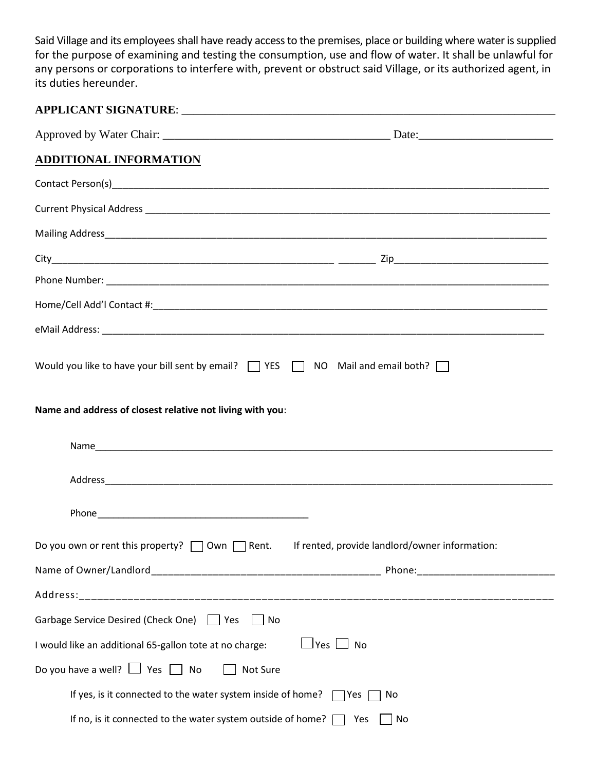Said Village and its employees shall have ready access to the premises, place or building where water is supplied for the purpose of examining and testing the consumption, use and flow of water. It shall be unlawful for any persons or corporations to interfere with, prevent or obstruct said Village, or its authorized agent, in its duties hereunder.

**APPLICANT SIGNATURE**: ___________________________________________________________________

Approved by Water Chair: _______________________________________ Date:______________________

## ADDITIONAL INFORMATION

Contact Person(s)_____________________________________________________________________________

Current Physical Address _____________________________________________________________________

Mailing Address_______________________________________________________________________________

City__________________________________________________ _______ Zip____________________________

Phone Number: ________________________________________________________________________________

Home/Cell Add'l Contact #:_____________________________________________________________________

eMail Address: _______________________________________________________________________________

Would you like to have your bill sent by email? ☐ YES ☐ NO Mail and email both? ☐

**Name and address of closest relative not living with you**:

Name_____________________________________________________________________________________

Address___________________________________________________________________________________

Phone______________________________________

Do you own or rent this property? ☐ Own ☐ Rent. If rented, provide landlord/owner information:

Name of Owner/Landlord________________________________________ Phone:_________________________

Address:___________________________________________________________________________________

Garbage Service Desired (Check One) ☐ Yes ☐ No

I would like an additional 65-gallon tote at no charge: ☐ Yes ☐ No

Do you have a well? ☐ Yes ☐ No ☐ Not Sure

If yes, is it connected to the water system inside of home? ☐ Yes ☐ No

If no, is it connected to the water system outside of home? ☐ Yes ☐ No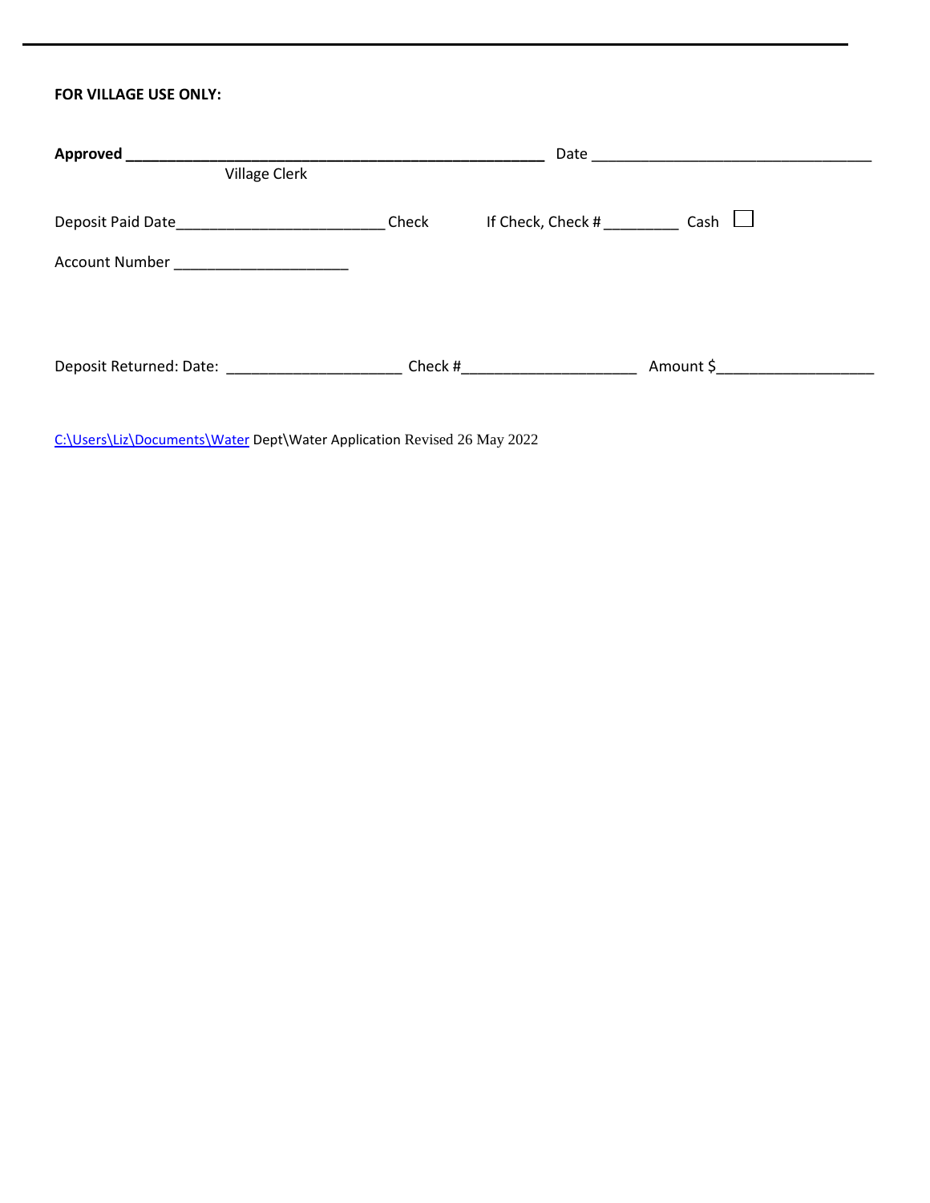---

**FOR VILLAGE USE ONLY:**

**Approved** ______________________________________________ Date ______________________________
Village Clerk

Deposit Paid Date______________________ Check If Check, Check # ________ Cash ☐

Account Number ___________________

Deposit Returned: Date: ___________________ Check #___________________ Amount $_________________

C:\Users\Liz\Documents\Water Dept\Water Application Revised 26 May 2022